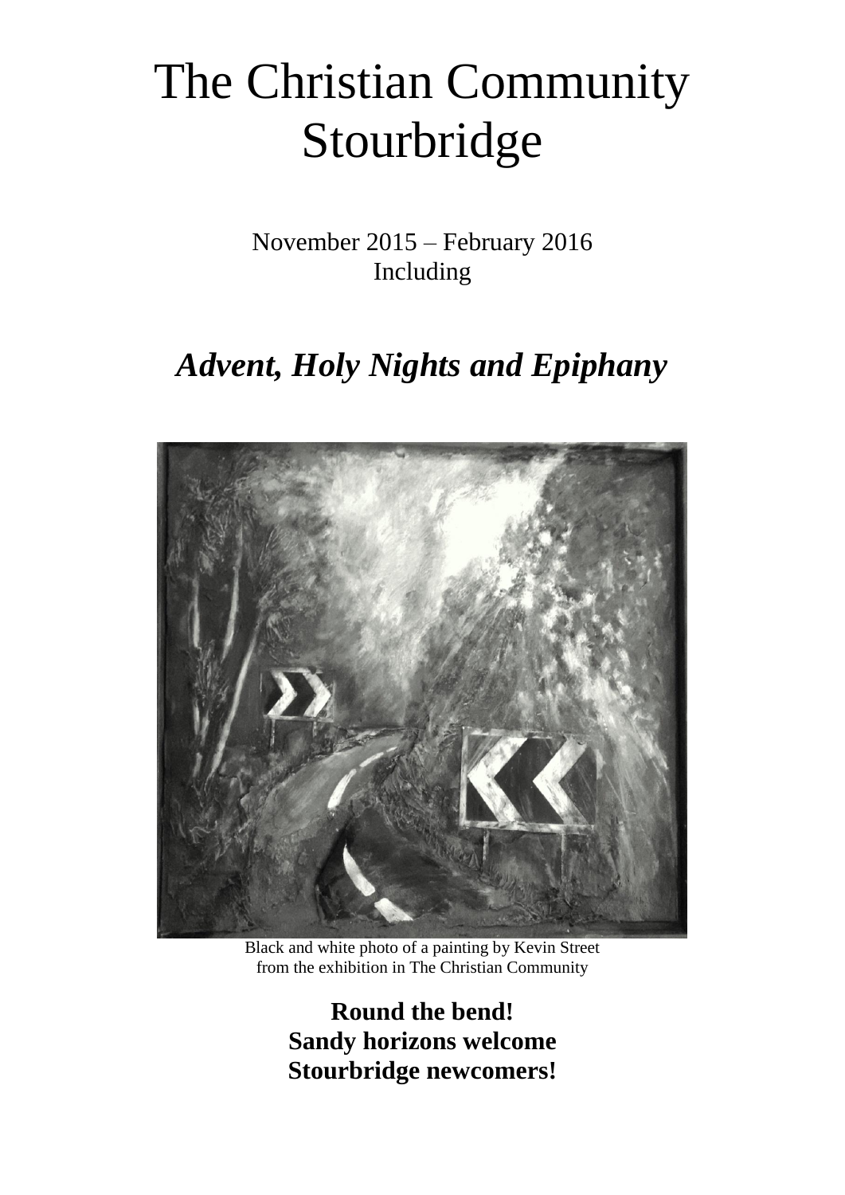# The Christian Community Stourbridge

November 2015 – February 2016
Including

## *Advent, Holy Nights and Epiphany*

Black and white photo of a painting by Kevin Street from the exhibition in The Christian Community

**Round the bend!**
**Sandy horizons welcome**
**Stourbridge newcomers!**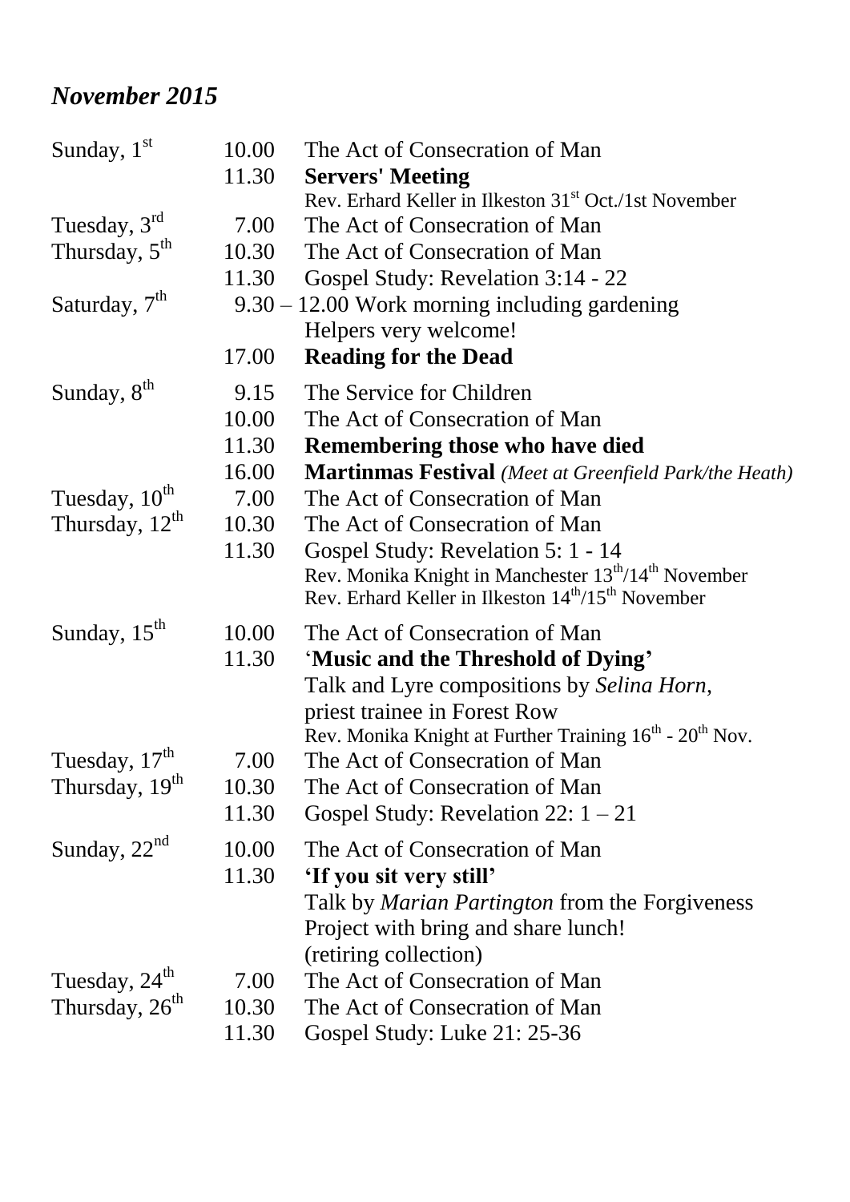## *November 2015*

| | | |
|---|---|---|
| Sunday, 1st | 10.00 | The Act of Consecration of Man |
| | 11.30 | **Servers' Meeting** |
| | | Rev. Erhard Keller in Ilkeston 31st Oct./1st November |
| Tuesday, 3rd | 7.00 | The Act of Consecration of Man |
| Thursday, 5th | 10.30 | The Act of Consecration of Man |
| | 11.30 | Gospel Study: Revelation 3:14 - 22 |
| Saturday, 7th | 9.30 – 12.00 | Work morning including gardening |
| | | Helpers very welcome! |
| | 17.00 | **Reading for the Dead** |
| Sunday, 8th | 9.15 | The Service for Children |
| | 10.00 | The Act of Consecration of Man |
| | 11.30 | **Remembering those who have died** |
| | 16.00 | **Martinmas Festival** *(Meet at Greenfield Park/the Heath)* |
| Tuesday, 10th | 7.00 | The Act of Consecration of Man |
| Thursday, 12th | 10.30 | The Act of Consecration of Man |
| | 11.30 | Gospel Study: Revelation 5: 1 - 14 |
| | | Rev. Monika Knight in Manchester 13th/14th November |
| | | Rev. Erhard Keller in Ilkeston 14th/15th November |
| Sunday, 15th | 10.00 | The Act of Consecration of Man |
| | 11.30 | '**Music and the Threshold of Dying'** |
| | | Talk and Lyre compositions by *Selina Horn*, |
| | | priest trainee in Forest Row |
| | | Rev. Monika Knight at Further Training 16th - 20th Nov. |
| Tuesday, 17th | 7.00 | The Act of Consecration of Man |
| Thursday, 19th | 10.30 | The Act of Consecration of Man |
| | 11.30 | Gospel Study: Revelation 22: 1 – 21 |
| Sunday, 22nd | 10.00 | The Act of Consecration of Man |
| | 11.30 | **'If you sit very still'** |
| | | Talk by *Marian Partington* from the Forgiveness |
| | | Project with bring and share lunch! |
| | | (retiring collection) |
| Tuesday, 24th | 7.00 | The Act of Consecration of Man |
| Thursday, 26th | 10.30 | The Act of Consecration of Man |
| | 11.30 | Gospel Study: Luke 21: 25-36 |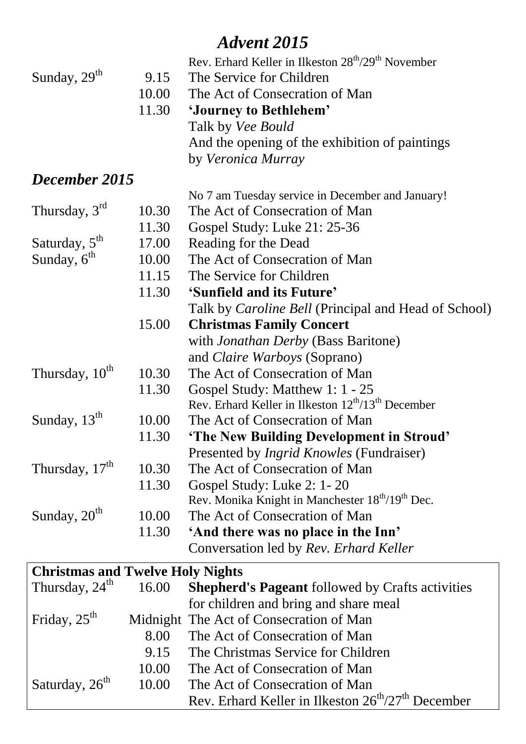# *Advent 2015*

| | | |
|---|---|---|
| | | Rev. Erhard Keller in Ilkeston 28th/29th November |
| Sunday, 29th | 9.15 | The Service for Children |
| | 10.00 | The Act of Consecration of Man |
| | 11.30 | **'Journey to Bethlehem'** |
| | | Talk by *Vee Bould* |
| | | And the opening of the exhibition of paintings |
| | | by *Veronica Murray* |

## *December 2015*

| | | |
|---|---|---|
| | | No 7 am Tuesday service in December and January! |
| Thursday, 3rd | 10.30 | The Act of Consecration of Man |
| | 11.30 | Gospel Study: Luke 21: 25-36 |
| Saturday, 5th | 17.00 | Reading for the Dead |
| Sunday, 6th | 10.00 | The Act of Consecration of Man |
| | 11.15 | The Service for Children |
| | 11.30 | **'Sunfield and its Future'** |
| | | Talk by *Caroline Bell* (Principal and Head of School) |
| | 15.00 | **Christmas Family Concert** |
| | | with *Jonathan Derby* (Bass Baritone) |
| | | and *Claire Warboys* (Soprano) |
| Thursday, 10th | 10.30 | The Act of Consecration of Man |
| | 11.30 | Gospel Study: Matthew 1: 1 - 25 |
| | | Rev. Erhard Keller in Ilkeston 12th/13th December |
| Sunday, 13th | 10.00 | The Act of Consecration of Man |
| | 11.30 | **'The New Building Development in Stroud'** |
| | | Presented by *Ingrid Knowles* (Fundraiser) |
| Thursday, 17th | 10.30 | The Act of Consecration of Man |
| | 11.30 | Gospel Study: Luke 2: 1- 20 |
| | | Rev. Monika Knight in Manchester 18th/19th Dec. |
| Sunday, 20th | 10.00 | The Act of Consecration of Man |
| | 11.30 | **'And there was no place in the Inn'** |
| | | Conversation led by *Rev. Erhard Keller* |

**Christmas and Twelve Holy Nights**

| | | |
|---|---|---|
| Thursday, 24th | 16.00 | **Shepherd's Pageant** followed by Crafts activities for children and bring and share meal |
| Friday, 25th | Midnight | The Act of Consecration of Man |
| | 8.00 | The Act of Consecration of Man |
| | 9.15 | The Christmas Service for Children |
| | 10.00 | The Act of Consecration of Man |
| Saturday, 26th | 10.00 | The Act of Consecration of Man |
| | | Rev. Erhard Keller in Ilkeston 26th/27th December |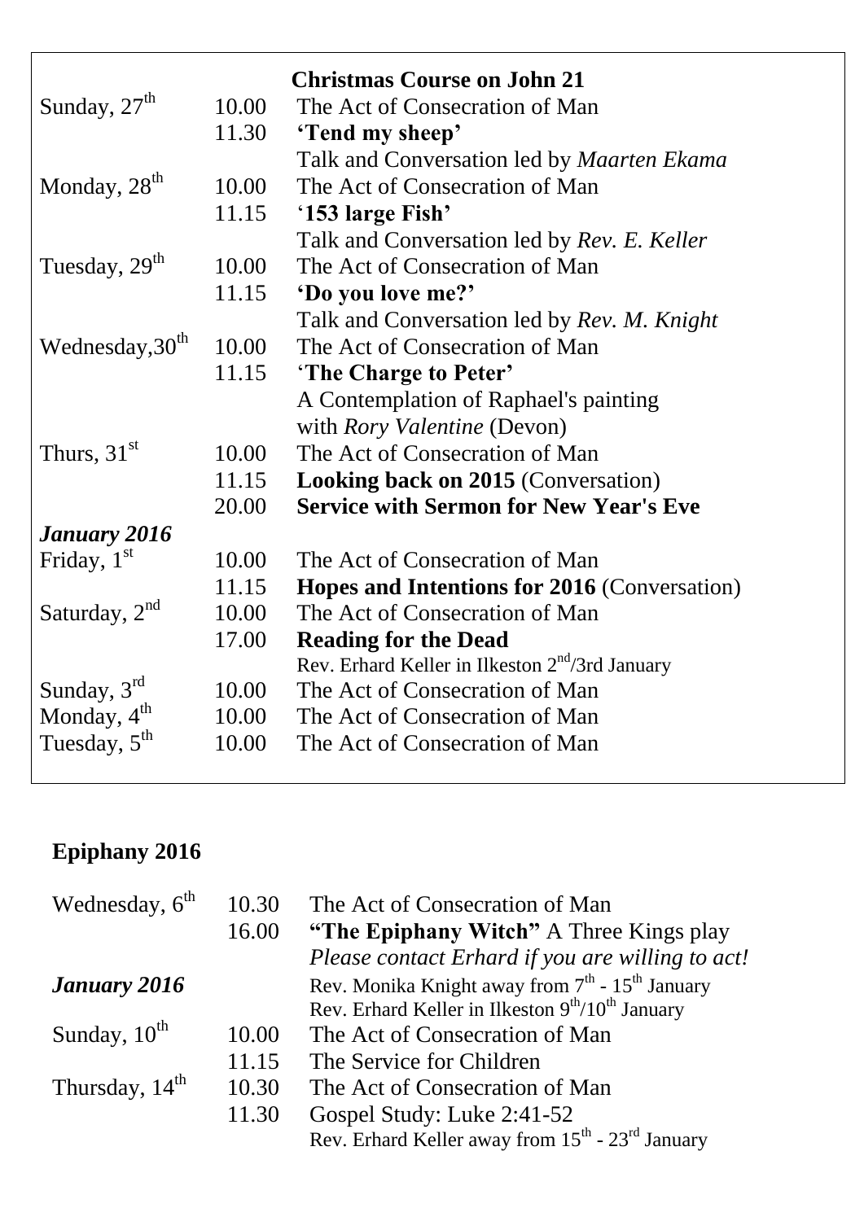**Christmas Course on John 21**

| | | |
|---|---|---|
| Sunday, 27th | 10.00 | The Act of Consecration of Man |
| | 11.30 | **'Tend my sheep'** |
| | | Talk and Conversation led by *Maarten Ekama* |
| Monday, 28th | 10.00 | The Act of Consecration of Man |
| | 11.15 | **'153 large Fish'** |
| | | Talk and Conversation led by *Rev. E. Keller* |
| Tuesday, 29th | 10.00 | The Act of Consecration of Man |
| | 11.15 | **'Do you love me?'** |
| | | Talk and Conversation led by *Rev. M. Knight* |
| Wednesday, 30th | 10.00 | The Act of Consecration of Man |
| | 11.15 | **'The Charge to Peter'** |
| | | A Contemplation of Raphael's painting |
| | | with *Rory Valentine* (Devon) |
| Thurs, 31st | 10.00 | The Act of Consecration of Man |
| | 11.15 | **Looking back on 2015** (Conversation) |
| | 20.00 | **Service with Sermon for New Year's Eve** |
| ***January 2016*** | | |
| Friday, 1st | 10.00 | The Act of Consecration of Man |
| | 11.15 | **Hopes and Intentions for 2016** (Conversation) |
| Saturday, 2nd | 10.00 | The Act of Consecration of Man |
| | 17.00 | **Reading for the Dead** |
| | | Rev. Erhard Keller in Ilkeston 2nd/3rd January |
| Sunday, 3rd | 10.00 | The Act of Consecration of Man |
| Monday, 4th | 10.00 | The Act of Consecration of Man |
| Tuesday, 5th | 10.00 | The Act of Consecration of Man |

## Epiphany 2016

| | | |
|---|---|---|
| Wednesday, 6th | 10.30 | The Act of Consecration of Man |
| | 16.00 | **"The Epiphany Witch"** A Three Kings play |
| | | *Please contact Erhard if you are willing to act!* |
| ***January 2016*** | | Rev. Monika Knight away from 7th - 15th January |
| | | Rev. Erhard Keller in Ilkeston 9th/10th January |
| Sunday, 10th | 10.00 | The Act of Consecration of Man |
| | 11.15 | The Service for Children |
| Thursday, 14th | 10.30 | The Act of Consecration of Man |
| | 11.30 | Gospel Study: Luke 2:41-52 |
| | | Rev. Erhard Keller away from 15th - 23rd January |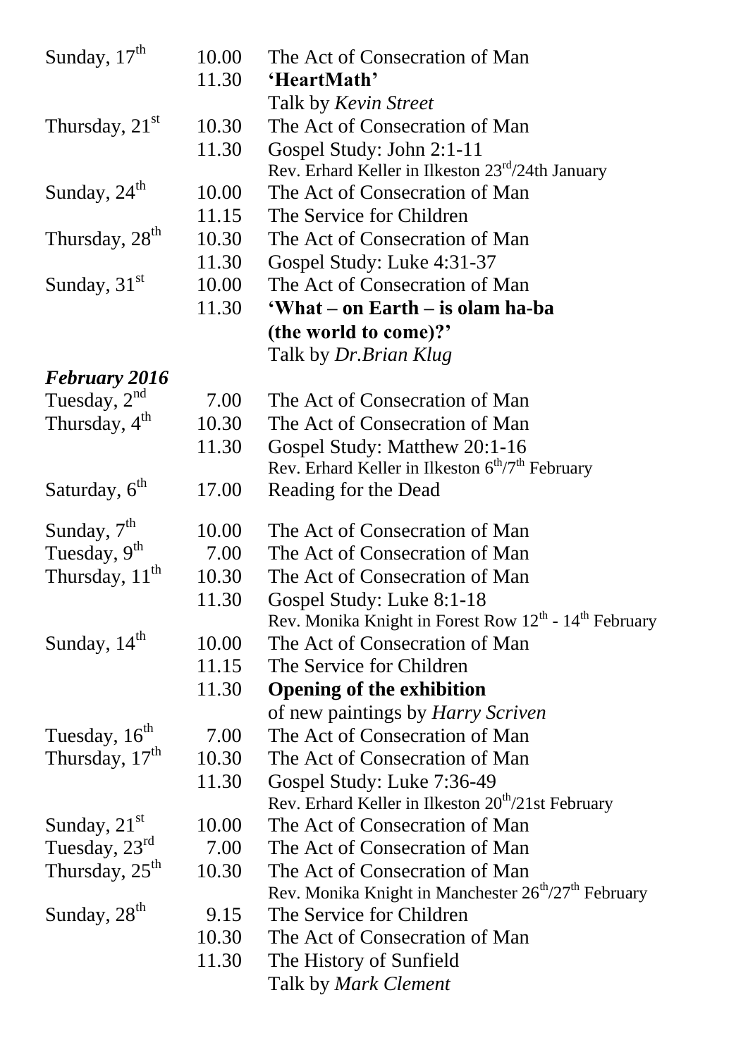| | | |
|---|---|---|
| Sunday, 17th | 10.00 | The Act of Consecration of Man |
| | 11.30 | **'HeartMath'** |
| | | Talk by *Kevin Street* |
| Thursday, 21st | 10.30 | The Act of Consecration of Man |
| | 11.30 | Gospel Study: John 2:1-11 |
| | | Rev. Erhard Keller in Ilkeston 23rd/24th January |
| Sunday, 24th | 10.00 | The Act of Consecration of Man |
| | 11.15 | The Service for Children |
| Thursday, 28th | 10.30 | The Act of Consecration of Man |
| | 11.30 | Gospel Study: Luke 4:31-37 |
| Sunday, 31st | 10.00 | The Act of Consecration of Man |
| | 11.30 | **'What – on Earth – is olam ha-ba (the world to come)?'** |
| | | Talk by *Dr.Brian Klug* |

***February 2016***

| | | |
|---|---|---|
| Tuesday, 2nd | 7.00 | The Act of Consecration of Man |
| Thursday, 4th | 10.30 | The Act of Consecration of Man |
| | 11.30 | Gospel Study: Matthew 20:1-16 |
| | | Rev. Erhard Keller in Ilkeston 6th/7th February |
| Saturday, 6th | 17.00 | Reading for the Dead |
| Sunday, 7th | 10.00 | The Act of Consecration of Man |
| Tuesday, 9th | 7.00 | The Act of Consecration of Man |
| Thursday, 11th | 10.30 | The Act of Consecration of Man |
| | 11.30 | Gospel Study: Luke 8:1-18 |
| | | Rev. Monika Knight in Forest Row 12th - 14th February |
| Sunday, 14th | 10.00 | The Act of Consecration of Man |
| | 11.15 | The Service for Children |
| | 11.30 | **Opening of the exhibition** |
| | | of new paintings by *Harry Scriven* |
| Tuesday, 16th | 7.00 | The Act of Consecration of Man |
| Thursday, 17th | 10.30 | The Act of Consecration of Man |
| | 11.30 | Gospel Study: Luke 7:36-49 |
| | | Rev. Erhard Keller in Ilkeston 20th/21st February |
| Sunday, 21st | 10.00 | The Act of Consecration of Man |
| Tuesday, 23rd | 7.00 | The Act of Consecration of Man |
| Thursday, 25th | 10.30 | The Act of Consecration of Man |
| | | Rev. Monika Knight in Manchester 26th/27th February |
| Sunday, 28th | 9.15 | The Service for Children |
| | 10.30 | The Act of Consecration of Man |
| | 11.30 | The History of Sunfield |
| | | Talk by *Mark Clement* |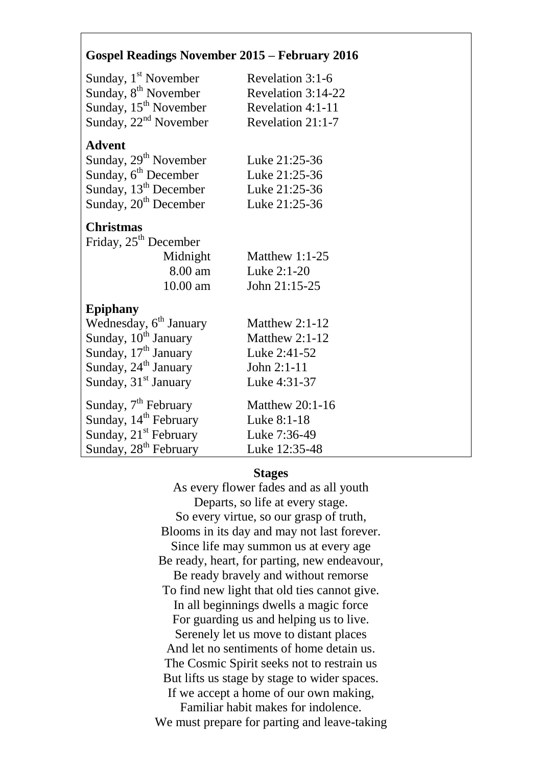## Gospel Readings November 2015 – February 2016

| | |
|---|---|
| Sunday, 1st November | Revelation 3:1-6 |
| Sunday, 8th November | Revelation 3:14-22 |
| Sunday, 15th November | Revelation 4:1-11 |
| Sunday, 22nd November | Revelation 21:1-7 |
| **Advent** | |
| Sunday, 29th November | Luke 21:25-36 |
| Sunday, 6th December | Luke 21:25-36 |
| Sunday, 13th December | Luke 21:25-36 |
| Sunday, 20th December | Luke 21:25-36 |
| **Christmas** | |
| Friday, 25th December | |
| Midnight | Matthew 1:1-25 |
| 8.00 am | Luke 2:1-20 |
| 10.00 am | John 21:15-25 |
| **Epiphany** | |
| Wednesday, 6th January | Matthew 2:1-12 |
| Sunday, 10th January | Matthew 2:1-12 |
| Sunday, 17th January | Luke 2:41-52 |
| Sunday, 24th January | John 2:1-11 |
| Sunday, 31st January | Luke 4:31-37 |
| Sunday, 7th February | Matthew 20:1-16 |
| Sunday, 14th February | Luke 8:1-18 |
| Sunday, 21st February | Luke 7:36-49 |
| Sunday, 28th February | Luke 12:35-48 |

### Stages

As every flower fades and as all youth  
Departs, so life at every stage.  
So every virtue, so our grasp of truth,  
Blooms in its day and may not last forever.  
Since life may summon us at every age  
Be ready, heart, for parting, new endeavour,  
Be ready bravely and without remorse  
To find new light that old ties cannot give.  
In all beginnings dwells a magic force  
For guarding us and helping us to live.  
Serenely let us move to distant places  
And let no sentiments of home detain us.  
The Cosmic Spirit seeks not to restrain us  
But lifts us stage by stage to wider spaces.  
If we accept a home of our own making,  
Familiar habit makes for indolence.  
We must prepare for parting and leave-taking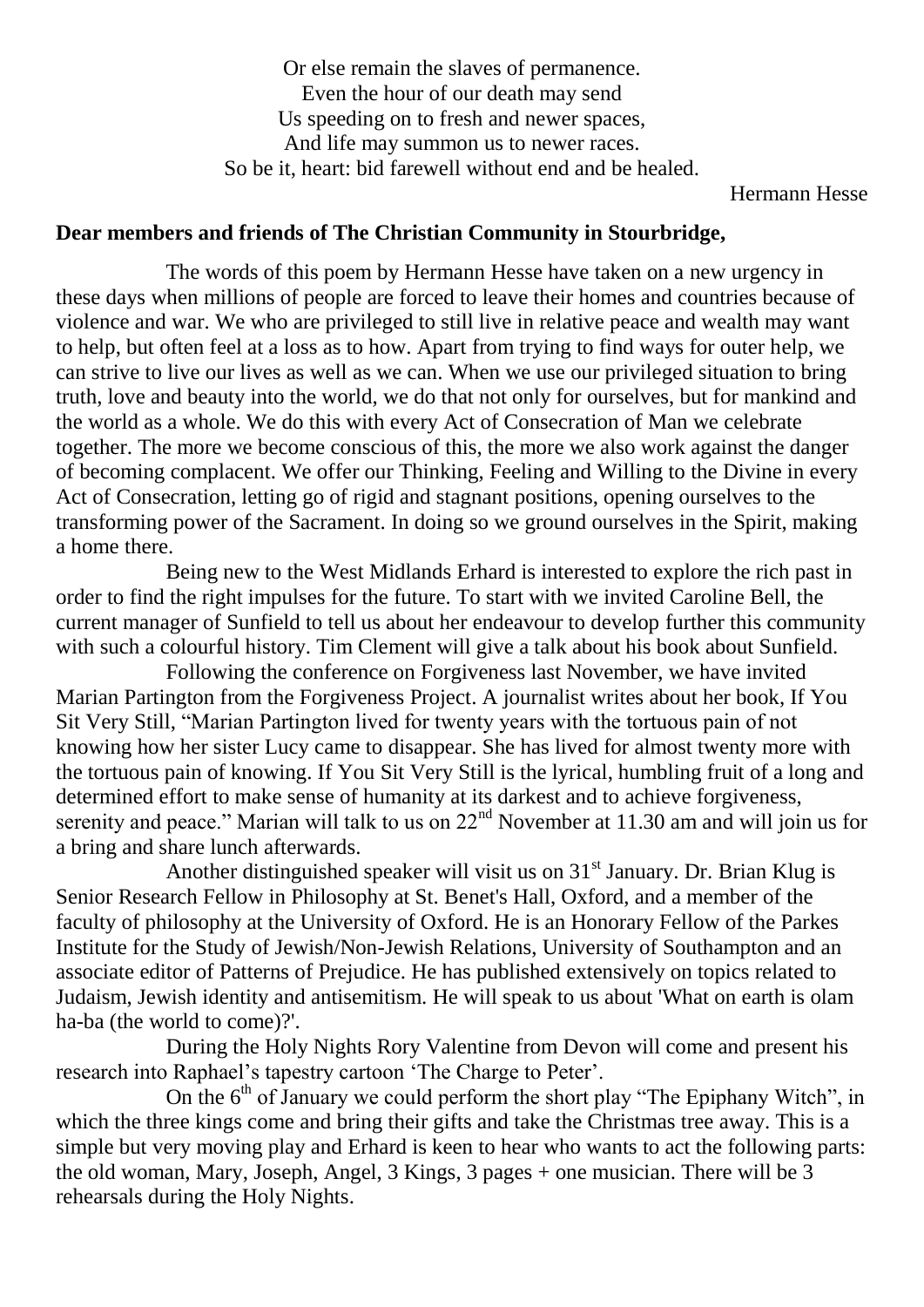Or else remain the slaves of permanence.
Even the hour of our death may send
Us speeding on to fresh and newer spaces,
And life may summon us to newer races.
So be it, heart: bid farewell without end and be healed.

Hermann Hesse

**Dear members and friends of The Christian Community in Stourbridge,**

The words of this poem by Hermann Hesse have taken on a new urgency in these days when millions of people are forced to leave their homes and countries because of violence and war. We who are privileged to still live in relative peace and wealth may want to help, but often feel at a loss as to how. Apart from trying to find ways for outer help, we can strive to live our lives as well as we can. When we use our privileged situation to bring truth, love and beauty into the world, we do that not only for ourselves, but for mankind and the world as a whole. We do this with every Act of Consecration of Man we celebrate together. The more we become conscious of this, the more we also work against the danger of becoming complacent. We offer our Thinking, Feeling and Willing to the Divine in every Act of Consecration, letting go of rigid and stagnant positions, opening ourselves to the transforming power of the Sacrament. In doing so we ground ourselves in the Spirit, making a home there.

Being new to the West Midlands Erhard is interested to explore the rich past in order to find the right impulses for the future. To start with we invited Caroline Bell, the current manager of Sunfield to tell us about her endeavour to develop further this community with such a colourful history. Tim Clement will give a talk about his book about Sunfield.

Following the conference on Forgiveness last November, we have invited Marian Partington from the Forgiveness Project. A journalist writes about her book, If You Sit Very Still, "Marian Partington lived for twenty years with the tortuous pain of not knowing how her sister Lucy came to disappear. She has lived for almost twenty more with the tortuous pain of knowing. If You Sit Very Still is the lyrical, humbling fruit of a long and determined effort to make sense of humanity at its darkest and to achieve forgiveness, serenity and peace." Marian will talk to us on 22nd November at 11.30 am and will join us for a bring and share lunch afterwards.

Another distinguished speaker will visit us on 31st January. Dr. Brian Klug is Senior Research Fellow in Philosophy at St. Benet's Hall, Oxford, and a member of the faculty of philosophy at the University of Oxford. He is an Honorary Fellow of the Parkes Institute for the Study of Jewish/Non-Jewish Relations, University of Southampton and an associate editor of Patterns of Prejudice. He has published extensively on topics related to Judaism, Jewish identity and antisemitism. He will speak to us about 'What on earth is olam ha-ba (the world to come)?'.

During the Holy Nights Rory Valentine from Devon will come and present his research into Raphael's tapestry cartoon 'The Charge to Peter'.

On the 6th of January we could perform the short play "The Epiphany Witch", in which the three kings come and bring their gifts and take the Christmas tree away. This is a simple but very moving play and Erhard is keen to hear who wants to act the following parts: the old woman, Mary, Joseph, Angel, 3 Kings, 3 pages + one musician. There will be 3 rehearsals during the Holy Nights.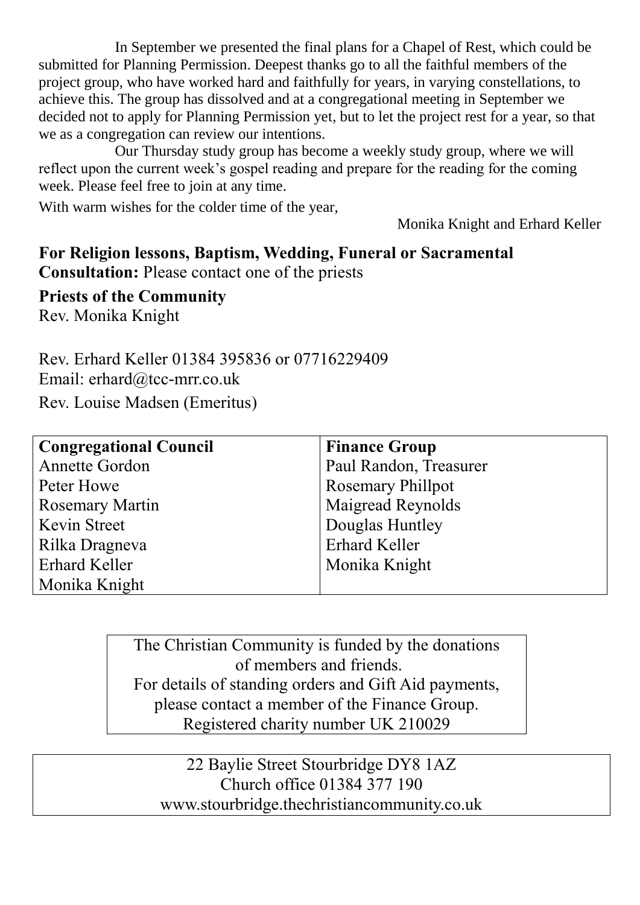In September we presented the final plans for a Chapel of Rest, which could be submitted for Planning Permission. Deepest thanks go to all the faithful members of the project group, who have worked hard and faithfully for years, in varying constellations, to achieve this. The group has dissolved and at a congregational meeting in September we decided not to apply for Planning Permission yet, but to let the project rest for a year, so that we as a congregation can review our intentions.

Our Thursday study group has become a weekly study group, where we will reflect upon the current week's gospel reading and prepare for the reading for the coming week. Please feel free to join at any time.

With warm wishes for the colder time of the year,

Monika Knight and Erhard Keller

**For Religion lessons, Baptism, Wedding, Funeral or Sacramental Consultation:** Please contact one of the priests

**Priests of the Community**

Rev. Monika Knight

Rev. Erhard Keller 01384 395836 or 07716229409
Email: erhard@tcc-mrr.co.uk

Rev. Louise Madsen (Emeritus)

| Congregational Council | Finance Group |
|---|---|
| Annette Gordon | Paul Randon, Treasurer |
| Peter Howe | Rosemary Phillpot |
| Rosemary Martin | Maigread Reynolds |
| Kevin Street | Douglas Huntley |
| Rilka Dragneva | Erhard Keller |
| Erhard Keller | Monika Knight |
| Monika Knight | |

The Christian Community is funded by the donations of members and friends.
For details of standing orders and Gift Aid payments, please contact a member of the Finance Group.
Registered charity number UK 210029

22 Baylie Street Stourbridge DY8 1AZ
Church office 01384 377 190
www.stourbridge.thechristiancommunity.co.uk